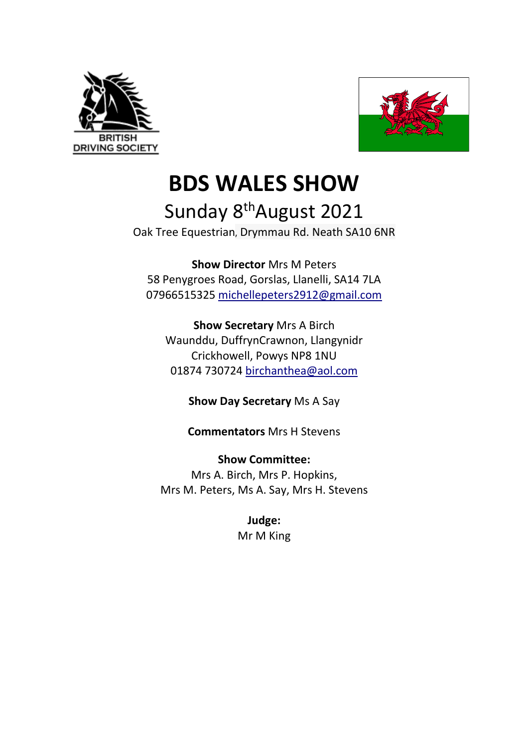# BDS WALES SHOW

## Sunday 8th August 2021

Oak Tree Equestrian, Drymmau Rd. Neath SA10 6NR

**Show Director** Mrs M Peters
58 Penygroes Road, Gorslas, Llanelli, SA14 7LA
07966515325 michellepeters2912@gmail.com

**Show Secretary** Mrs A Birch
Waunddu, DuffrynCrawnon, Llangynidr
Crickhowell, Powys NP8 1NU
01874 730724 birchanthea@aol.com

**Show Day Secretary** Ms A Say

**Commentators** Mrs H Stevens

**Show Committee:**
Mrs A. Birch, Mrs P. Hopkins,
Mrs M. Peters, Ms A. Say, Mrs H. Stevens

**Judge:**
Mr M King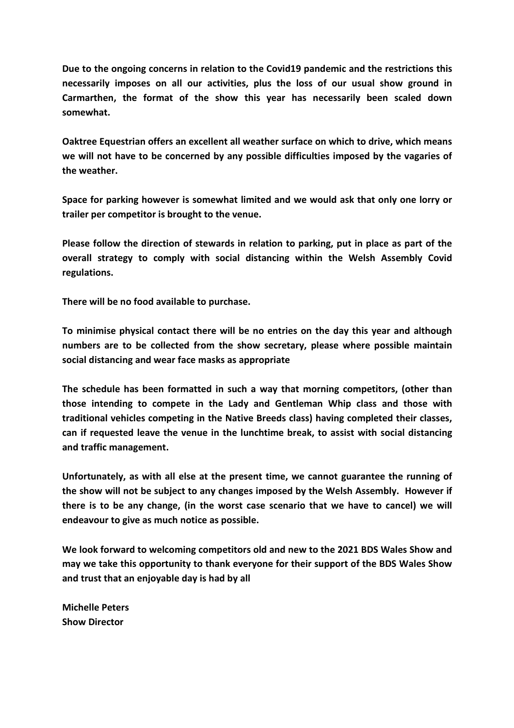**Due to the ongoing concerns in relation to the Covid19 pandemic and the restrictions this necessarily imposes on all our activities, plus the loss of our usual show ground in Carmarthen, the format of the show this year has necessarily been scaled down somewhat.**

**Oaktree Equestrian offers an excellent all weather surface on which to drive, which means we will not have to be concerned by any possible difficulties imposed by the vagaries of the weather.**

**Space for parking however is somewhat limited and we would ask that only one lorry or trailer per competitor is brought to the venue.**

**Please follow the direction of stewards in relation to parking, put in place as part of the overall strategy to comply with social distancing within the Welsh Assembly Covid regulations.**

**There will be no food available to purchase.**

**To minimise physical contact there will be no entries on the day this year and although numbers are to be collected from the show secretary, please where possible maintain social distancing and wear face masks as appropriate**

**The schedule has been formatted in such a way that morning competitors, (other than those intending to compete in the Lady and Gentleman Whip class and those with traditional vehicles competing in the Native Breeds class) having completed their classes, can if requested leave the venue in the lunchtime break, to assist with social distancing and traffic management.**

**Unfortunately, as with all else at the present time, we cannot guarantee the running of the show will not be subject to any changes imposed by the Welsh Assembly. However if there is to be any change, (in the worst case scenario that we have to cancel) we will endeavour to give as much notice as possible.**

**We look forward to welcoming competitors old and new to the 2021 BDS Wales Show and may we take this opportunity to thank everyone for their support of the BDS Wales Show and trust that an enjoyable day is had by all**

**Michelle Peters**
**Show Director**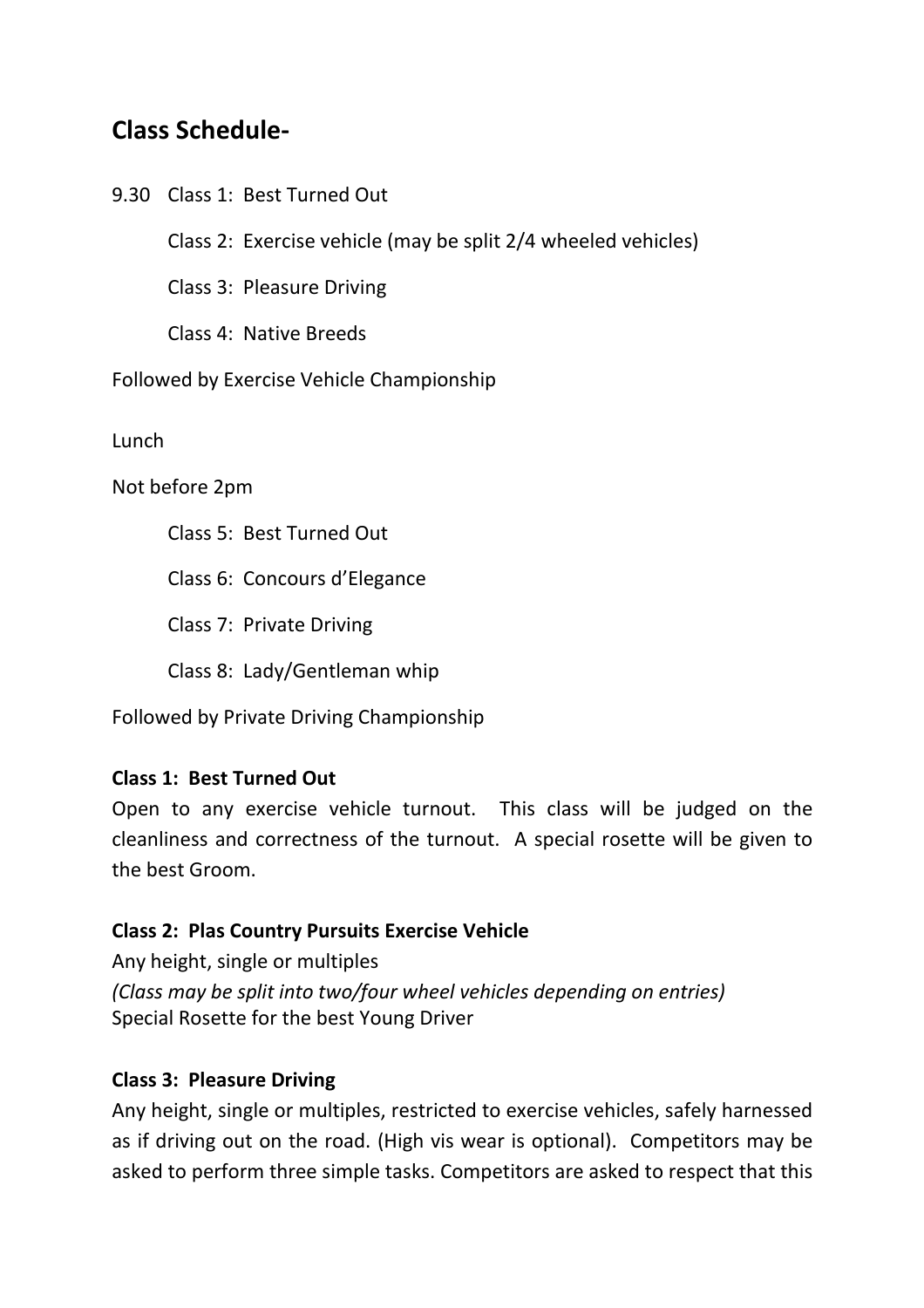## Class Schedule-

9.30 Class 1: Best Turned Out

Class 2: Exercise vehicle (may be split 2/4 wheeled vehicles)

Class 3: Pleasure Driving

Class 4: Native Breeds

Followed by Exercise Vehicle Championship

Lunch

Not before 2pm

Class 5: Best Turned Out

Class 6: Concours d'Elegance

Class 7: Private Driving

Class 8: Lady/Gentleman whip

Followed by Private Driving Championship

**Class 1: Best Turned Out**
Open to any exercise vehicle turnout. This class will be judged on the cleanliness and correctness of the turnout. A special rosette will be given to the best Groom.

**Class 2: Plas Country Pursuits Exercise Vehicle**
Any height, single or multiples
*(Class may be split into two/four wheel vehicles depending on entries)*
Special Rosette for the best Young Driver

**Class 3: Pleasure Driving**
Any height, single or multiples, restricted to exercise vehicles, safely harnessed as if driving out on the road. (High vis wear is optional). Competitors may be asked to perform three simple tasks. Competitors are asked to respect that this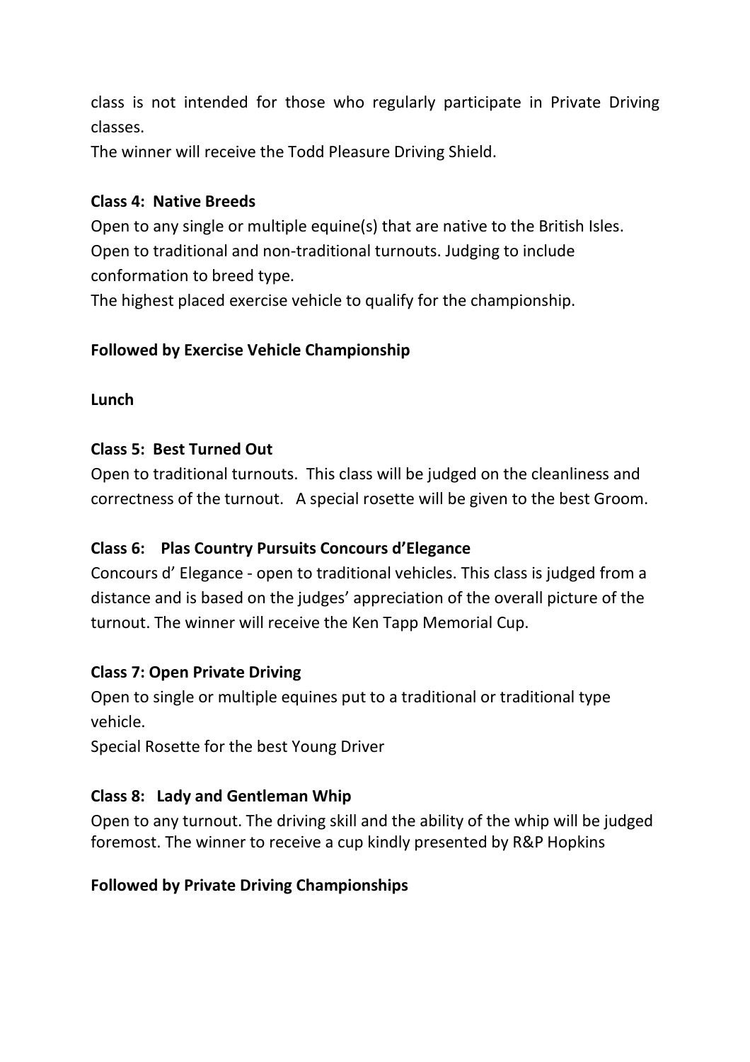class is not intended for those who regularly participate in Private Driving classes.
The winner will receive the Todd Pleasure Driving Shield.

**Class 4: Native Breeds**

Open to any single or multiple equine(s) that are native to the British Isles. Open to traditional and non-traditional turnouts. Judging to include conformation to breed type.
The highest placed exercise vehicle to qualify for the championship.

**Followed by Exercise Vehicle Championship**

**Lunch**

**Class 5: Best Turned Out**

Open to traditional turnouts. This class will be judged on the cleanliness and correctness of the turnout. A special rosette will be given to the best Groom.

**Class 6: Plas Country Pursuits Concours d'Elegance**

Concours d' Elegance - open to traditional vehicles. This class is judged from a distance and is based on the judges' appreciation of the overall picture of the turnout. The winner will receive the Ken Tapp Memorial Cup.

**Class 7: Open Private Driving**

Open to single or multiple equines put to a traditional or traditional type vehicle.
Special Rosette for the best Young Driver

**Class 8: Lady and Gentleman Whip**

Open to any turnout. The driving skill and the ability of the whip will be judged foremost. The winner to receive a cup kindly presented by R&P Hopkins

**Followed by Private Driving Championships**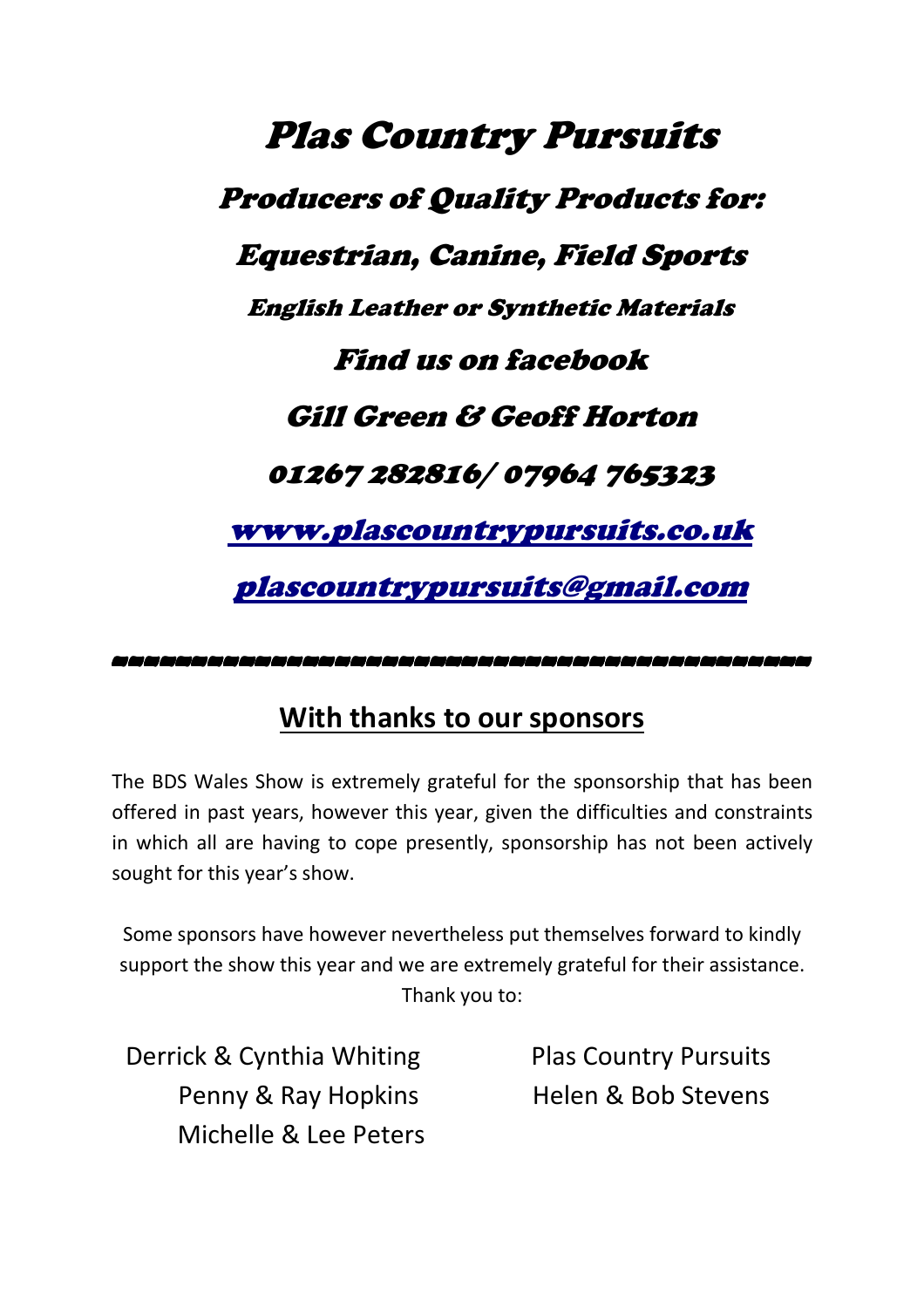# *Plas Country Pursuits*

## *Producers of Quality Products for:*

## *Equestrian, Canine, Field Sports*

### *English Leather or Synthetic Materials*

## *Find us on facebook*

## *Gill Green & Geoff Horton*

## *01267 282816/ 07964 765323*

## *www.plascountrypursuits.co.uk*

## *plascountrypursuits@gmail.com*

---

## With thanks to our sponsors

The BDS Wales Show is extremely grateful for the sponsorship that has been offered in past years, however this year, given the difficulties and constraints in which all are having to cope presently, sponsorship has not been actively sought for this year's show.

Some sponsors have however nevertheless put themselves forward to kindly support the show this year and we are extremely grateful for their assistance. Thank you to:

Derrick & Cynthia Whiting
Penny & Ray Hopkins
Michelle & Lee Peters
Plas Country Pursuits
Helen & Bob Stevens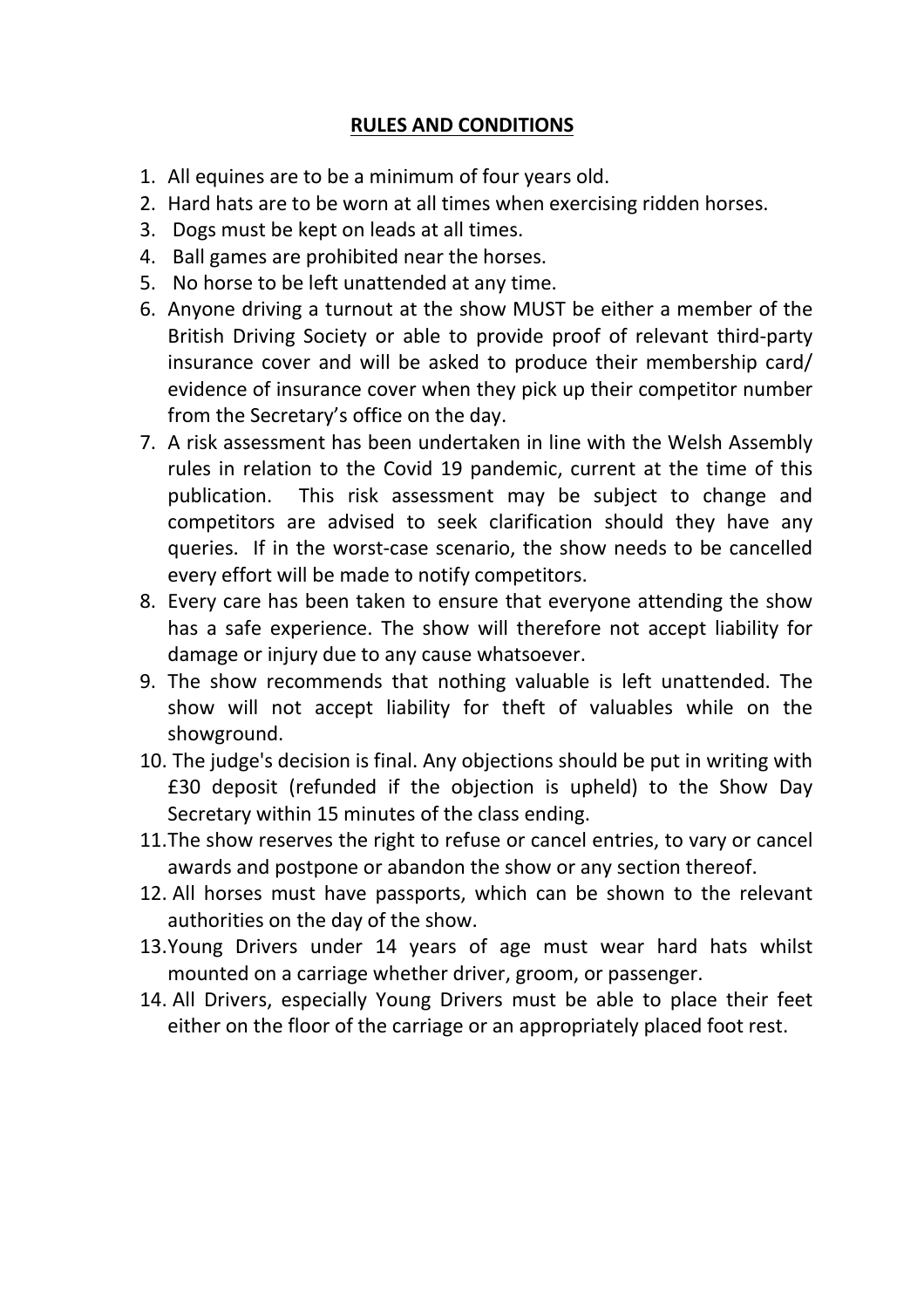## RULES AND CONDITIONS

1. All equines are to be a minimum of four years old.
2. Hard hats are to be worn at all times when exercising ridden horses.
3. Dogs must be kept on leads at all times.
4. Ball games are prohibited near the horses.
5. No horse to be left unattended at any time.
6. Anyone driving a turnout at the show MUST be either a member of the British Driving Society or able to provide proof of relevant third-party insurance cover and will be asked to produce their membership card/ evidence of insurance cover when they pick up their competitor number from the Secretary's office on the day.
7. A risk assessment has been undertaken in line with the Welsh Assembly rules in relation to the Covid 19 pandemic, current at the time of this publication. This risk assessment may be subject to change and competitors are advised to seek clarification should they have any queries. If in the worst-case scenario, the show needs to be cancelled every effort will be made to notify competitors.
8. Every care has been taken to ensure that everyone attending the show has a safe experience. The show will therefore not accept liability for damage or injury due to any cause whatsoever.
9. The show recommends that nothing valuable is left unattended. The show will not accept liability for theft of valuables while on the showground.
10. The judge's decision is final. Any objections should be put in writing with £30 deposit (refunded if the objection is upheld) to the Show Day Secretary within 15 minutes of the class ending.
11. The show reserves the right to refuse or cancel entries, to vary or cancel awards and postpone or abandon the show or any section thereof.
12. All horses must have passports, which can be shown to the relevant authorities on the day of the show.
13. Young Drivers under 14 years of age must wear hard hats whilst mounted on a carriage whether driver, groom, or passenger.
14. All Drivers, especially Young Drivers must be able to place their feet either on the floor of the carriage or an appropriately placed foot rest.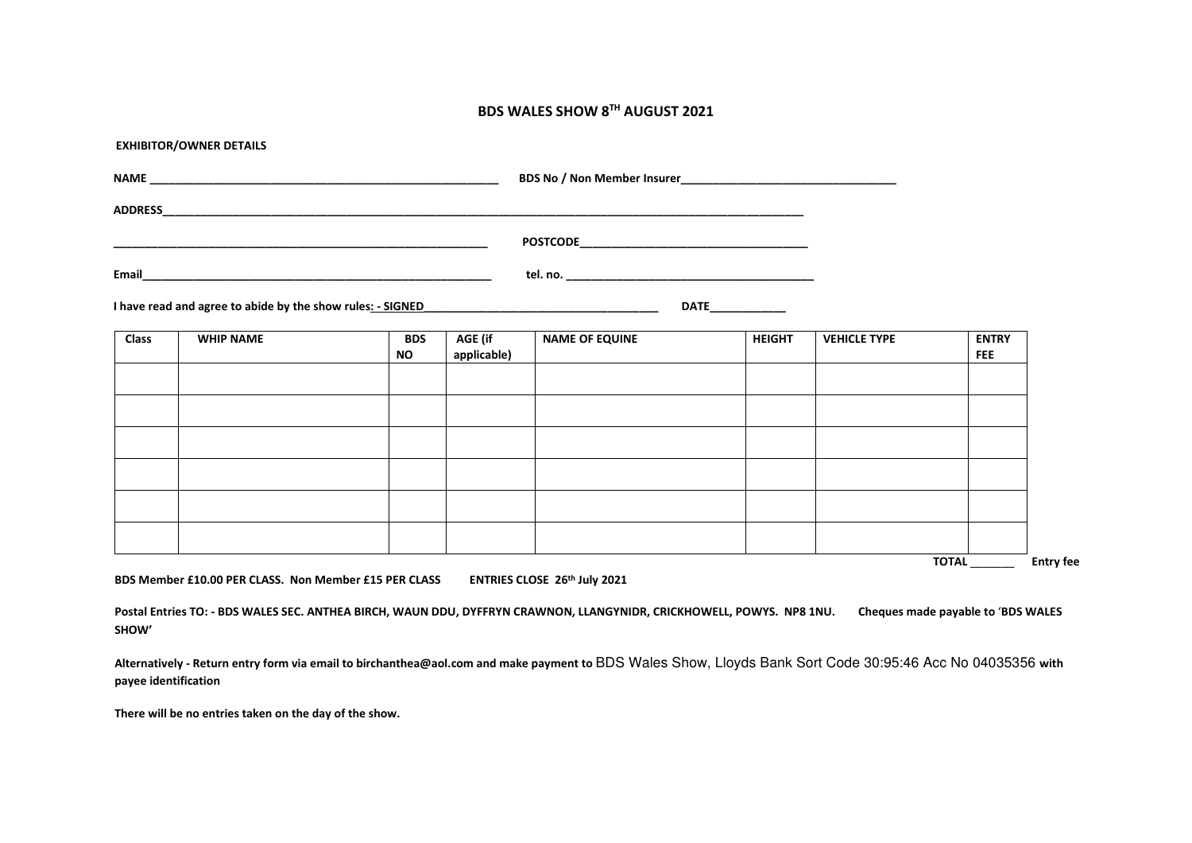# BDS WALES SHOW 8TH AUGUST 2021

**EXHIBITOR/OWNER DETAILS**

**NAME** ________________________________________________________ **BDS No / Non Member Insurer**__________________________________

**ADDRESS**______________________________________________________________________________________________________

____________________________________________________________ **POSTCODE**____________________________________

**Email**_________________________________________________________ **tel. no.** ________________________________________

**I have read and agree to abide by the show rules: - SIGNED**_____________________________________ **DATE**____________

| Class | WHIP NAME | BDS NO | AGE (if applicable) | NAME OF EQUINE | HEIGHT | VEHICLE TYPE | ENTRY FEE |
|---|---|---|---|---|---|---|---|
| | | | | | | | |
| | | | | | | | |
| | | | | | | | |
| | | | | | | | |
| | | | | | | | |
| | | | | | | | |

**TOTAL** _______ **Entry fee**

**BDS Member £10.00 PER CLASS. Non Member £15 PER CLASS** **ENTRIES CLOSE 26th July 2021**

**Postal Entries TO: - BDS WALES SEC. ANTHEA BIRCH, WAUN DDU, DYFFRYN CRAWNON, LLANGYNIDR, CRICKHOWELL, POWYS. NP8 1NU. Cheques made payable to 'BDS WALES SHOW'**

**Alternatively - Return entry form via email to birchanthea@aol.com and make payment to** BDS Wales Show, Lloyds Bank Sort Code 30:95:46 Acc No 04035356 **with payee identification**

**There will be no entries taken on the day of the show.**